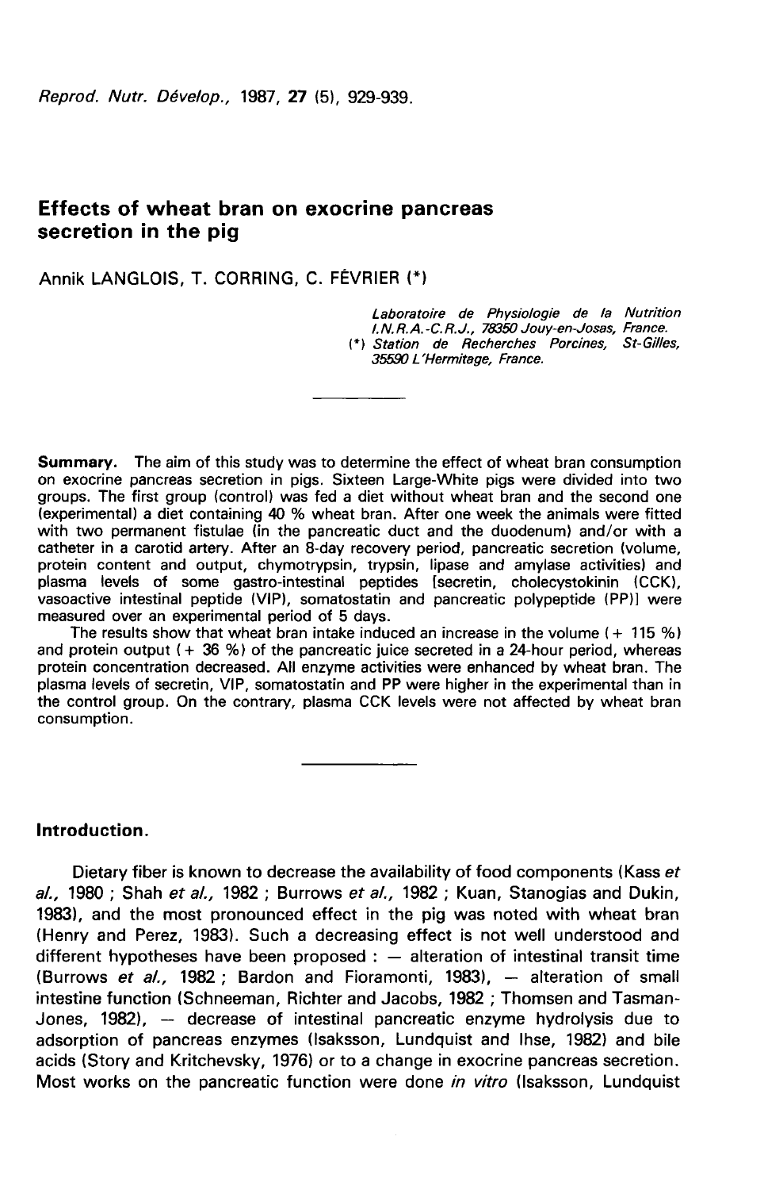# Effects of wheat bran on exocrine pancreas secretion in the pig

Annik LANGLOIS, T. CORRING, C. FÉVRIER (*)

*Laboratoire de Physiologie de la Nutrition I.N.R.A.-C.R.J., 78350 Jouy-en-Josas, France.*
(*) *Station de Recherches Porcines, St-Gilles, 35590 L'Hermitage, France.*

**Summary.** The aim of this study was to determine the effect of wheat bran consumption on exocrine pancreas secretion in pigs. Sixteen Large-White pigs were divided into two groups. The first group (control) was fed a diet without wheat bran and the second one (experimental) a diet containing 40 % wheat bran. After one week the animals were fitted with two permanent fistulae (in the pancreatic duct and the duodenum) and/or with a catheter in a carotid artery. After an 8-day recovery period, pancreatic secretion (volume, protein content and output, chymotrypsin, trypsin, lipase and amylase activities) and plasma levels of some gastro-intestinal peptides [secretin, cholecystokinin (CCK), vasoactive intestinal peptide (VIP), somatostatin and pancreatic polypeptide (PP)] were measured over an experimental period of 5 days.

The results show that wheat bran intake induced an increase in the volume (+ 115 %) and protein output (+ 36 %) of the pancreatic juice secreted in a 24-hour period, whereas protein concentration decreased. All enzyme activities were enhanced by wheat bran. The plasma levels of secretin, VIP, somatostatin and PP were higher in the experimental than in the control group. On the contrary, plasma CCK levels were not affected by wheat bran consumption.

## Introduction.

Dietary fiber is known to decrease the availability of food components (Kass *et al.*, 1980 ; Shah *et al.*, 1982 ; Burrows *et al.*, 1982 ; Kuan, Stanogias and Dukin, 1983), and the most pronounced effect in the pig was noted with wheat bran (Henry and Perez, 1983). Such a decreasing effect is not well understood and different hypotheses have been proposed : — alteration of intestinal transit time (Burrows *et al.*, 1982 ; Bardon and Fioramonti, 1983), — alteration of small intestine function (Schneeman, Richter and Jacobs, 1982 ; Thomsen and Tasman-Jones, 1982), — decrease of intestinal pancreatic enzyme hydrolysis due to adsorption of pancreas enzymes (Isaksson, Lundquist and Ihse, 1982) and bile acids (Story and Kritchevsky, 1976) or to a change in exocrine pancreas secretion. Most works on the pancreatic function were done *in vitro* (Isaksson, Lundquist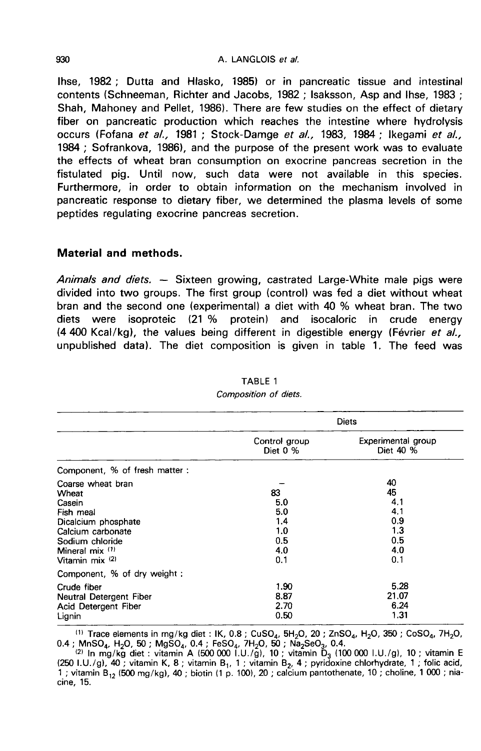Ihse, 1982 ; Dutta and Hlasko, 1985) or in pancreatic tissue and intestinal contents (Schneeman, Richter and Jacobs, 1982 ; Isaksson, Asp and Ihse, 1983 ; Shah, Mahoney and Pellet, 1986). There are few studies on the effect of dietary fiber on pancreatic production which reaches the intestine where hydrolysis occurs (Fofana *et al.*, 1981 ; Stock-Damge *et al.*, 1983, 1984 ; Ikegami *et al.*, 1984 ; Sofrankova, 1986), and the purpose of the present work was to evaluate the effects of wheat bran consumption on exocrine pancreas secretion in the fistulated pig. Until now, such data were not available in this species. Furthermore, in order to obtain information on the mechanism involved in pancreatic response to dietary fiber, we determined the plasma levels of some peptides regulating exocrine pancreas secretion.

## Material and methods.

*Animals and diets.* — Sixteen growing, castrated Large-White male pigs were divided into two groups. The first group (control) was fed a diet without wheat bran and the second one (experimental) a diet with 40 % wheat bran. The two diets were isoproteic (21 % protein) and isocaloric in crude energy (4 400 Kcal/kg), the values being different in digestible energy (Février *et al.*, unpublished data). The diet composition is given in table 1. The feed was

TABLE 1
*Composition of diets.*

| | Diets | |
|---|---|---|
| | Control group Diet 0 % | Experimental group Diet 40 % |
| Component, % of fresh matter : | | |
| Coarse wheat bran | – | 40 |
| Wheat | 83 | 45 |
| Casein | 5.0 | 4.1 |
| Fish meal | 5.0 | 4.1 |
| Dicalcium phosphate | 1.4 | 0.9 |
| Calcium carbonate | 1.0 | 1.3 |
| Sodium chloride | 0.5 | 0.5 |
| Mineral mix [(1)] | 4.0 | 4.0 |
| Vitamin mix [(2)] | 0.1 | 0.1 |
| Component, % of dry weight : | | |
| Crude fiber | 1.90 | 5.28 |
| Neutral Detergent Fiber | 8.87 | 21.07 |
| Acid Detergent Fiber | 2.70 | 6.24 |
| Lignin | 0.50 | 1.31 |

[(1)] Trace elements in mg/kg diet : IK, 0.8 ; $CuSO_4, 5H_2O$, 20 ; $ZnSO_4, H_2O$, 350 ; $CoSO_4, 7H_2O$, 0.4 ; $MnSO_4, H_2O$, 50 ; $MgSO_4$, 0.4 ; $FeSO_4, 7H_2O$, 50 ; $Na_2SeO_3$, 0.4.

[(2)] In mg/kg diet : vitamin A (500 000 I.U./g), 10 ; vitamin $D_3$ (100 000 I.U./g), 10 ; vitamin E (250 I.U./g), 40 ; vitamin K, 8 ; vitamin $B_1$, 1 ; vitamin $B_2$, 4 ; pyridoxine chlorhydrate, 1 ; folic acid, 1 ; vitamin $B_{12}$ (500 mg/kg), 40 ; biotin (1 p. 100), 20 ; calcium pantothenate, 10 ; choline, 1 000 ; niacine, 15.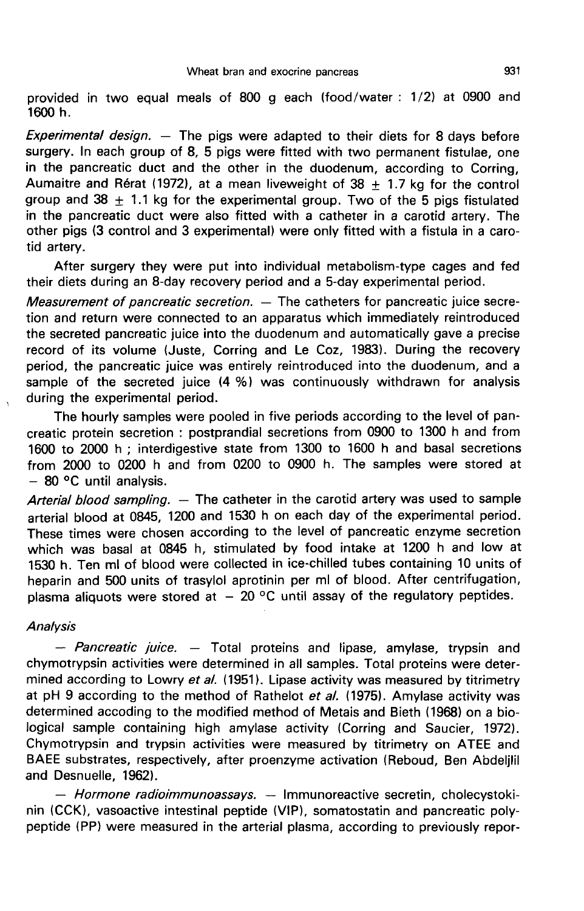provided in two equal meals of 800 g each (food/water : 1/2) at 0900 and 1600 h.

*Experimental design.* — The pigs were adapted to their diets for 8 days before surgery. In each group of 8, 5 pigs were fitted with two permanent fistulae, one in the pancreatic duct and the other in the duodenum, according to Corring, Aumaitre and Rérat (1972), at a mean liveweight of 38 $\pm$ 1.7 kg for the control group and 38 $\pm$ 1.1 kg for the experimental group. Two of the 5 pigs fistulated in the pancreatic duct were also fitted with a catheter in a carotid artery. The other pigs (3 control and 3 experimental) were only fitted with a fistula in a carotid artery.

After surgery they were put into individual metabolism-type cages and fed their diets during an 8-day recovery period and a 5-day experimental period.

*Measurement of pancreatic secretion.* — The catheters for pancreatic juice secretion and return were connected to an apparatus which immediately reintroduced the secreted pancreatic juice into the duodenum and automatically gave a precise record of its volume (Juste, Corring and Le Coz, 1983). During the recovery period, the pancreatic juice was entirely reintroduced into the duodenum, and a sample of the secreted juice (4 %) was continuously withdrawn for analysis during the experimental period.

The hourly samples were pooled in five periods according to the level of pancreatic protein secretion : postprandial secretions from 0900 to 1300 h and from 1600 to 2000 h ; interdigestive state from 1300 to 1600 h and basal secretions from 2000 to 0200 h and from 0200 to 0900 h. The samples were stored at − 80 °C until analysis.

*Arterial blood sampling.* — The catheter in the carotid artery was used to sample arterial blood at 0845, 1200 and 1530 h on each day of the experimental period. These times were chosen according to the level of pancreatic enzyme secretion which was basal at 0845 h, stimulated by food intake at 1200 h and low at 1530 h. Ten ml of blood were collected in ice-chilled tubes containing 10 units of heparin and 500 units of trasylol aprotinin per ml of blood. After centrifugation, plasma aliquots were stored at − 20 °C until assay of the regulatory peptides.

### *Analysis*

— *Pancreatic juice.* — Total proteins and lipase, amylase, trypsin and chymotrypsin activities were determined in all samples. Total proteins were determined according to Lowry *et al.* (1951). Lipase activity was measured by titrimetry at pH 9 according to the method of Rathelot *et al.* (1975). Amylase activity was determined accoding to the modified method of Metais and Bieth (1968) on a biological sample containing high amylase activity (Corring and Saucier, 1972). Chymotrypsin and trypsin activities were measured by titrimetry on ATEE and BAEE substrates, respectively, after proenzyme activation (Reboud, Ben Abdeljlil and Desnuelle, 1962).

— *Hormone radioimmunoassays.* — Immunoreactive secretin, cholecystokinin (CCK), vasoactive intestinal peptide (VIP), somatostatin and pancreatic polypeptide (PP) were measured in the arterial plasma, according to previously repor-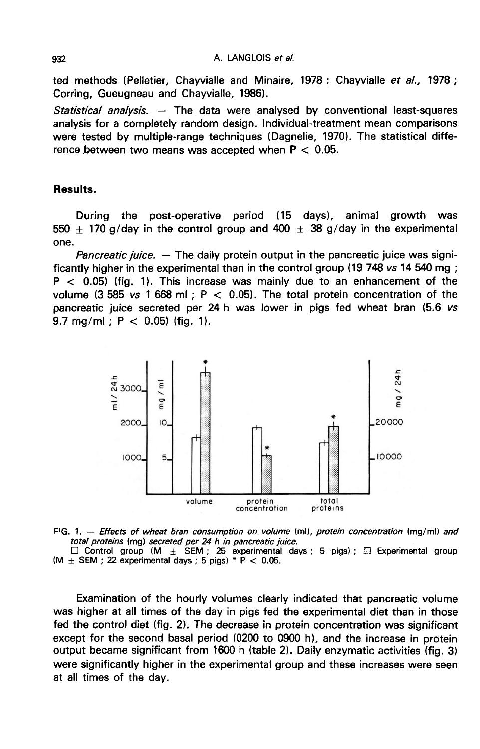ted methods (Pelletier, Chayvialle and Minaire, 1978 : Chayvialle *et al.,* 1978 ; Corring, Gueugneau and Chayvialle, 1986).

*Statistical analysis.* — The data were analysed by conventional least-squares analysis for a completely random design. Individual-treatment mean comparisons were tested by multiple-range techniques (Dagnelie, 1970). The statistical difference between two means was accepted when $P < 0.05$.

## Results.

During the post-operative period (15 days), animal growth was $550 \pm 170$ g/day in the control group and $400 \pm 38$ g/day in the experimental one.

*Pancreatic juice.* — The daily protein output in the pancreatic juice was significantly higher in the experimental than in the control group (19 748 *vs* 14 540 mg ; $P < 0.05$) (fig. 1). This increase was mainly due to an enhancement of the volume (3 585 *vs* 1 668 ml ; $P < 0.05$). The total protein concentration of the pancreatic juice secreted per 24 h was lower in pigs fed wheat bran (5.6 *vs* 9.7 mg/ml ; $P < 0.05$) (fig. 1).

FIG. 1. — *Effects of wheat bran consumption on volume* (ml), *protein concentration* (mg/ml) *and total proteins* (mg) *secreted per 24 h in pancreatic juice.*
□ Control group (M ± SEM ; 25 experimental days ; 5 pigs) ; ▨ Experimental group (M ± SEM ; 22 experimental days ; 5 pigs) * $P < 0.05$.

Examination of the hourly volumes clearly indicated that pancreatic volume was higher at all times of the day in pigs fed the experimental diet than in those fed the control diet (fig. 2). The decrease in protein concentration was significant except for the second basal period (0200 to 0900 h), and the increase in protein output became significant from 1600 h (table 2). Daily enzymatic activities (fig. 3) were significantly higher in the experimental group and these increases were seen at all times of the day.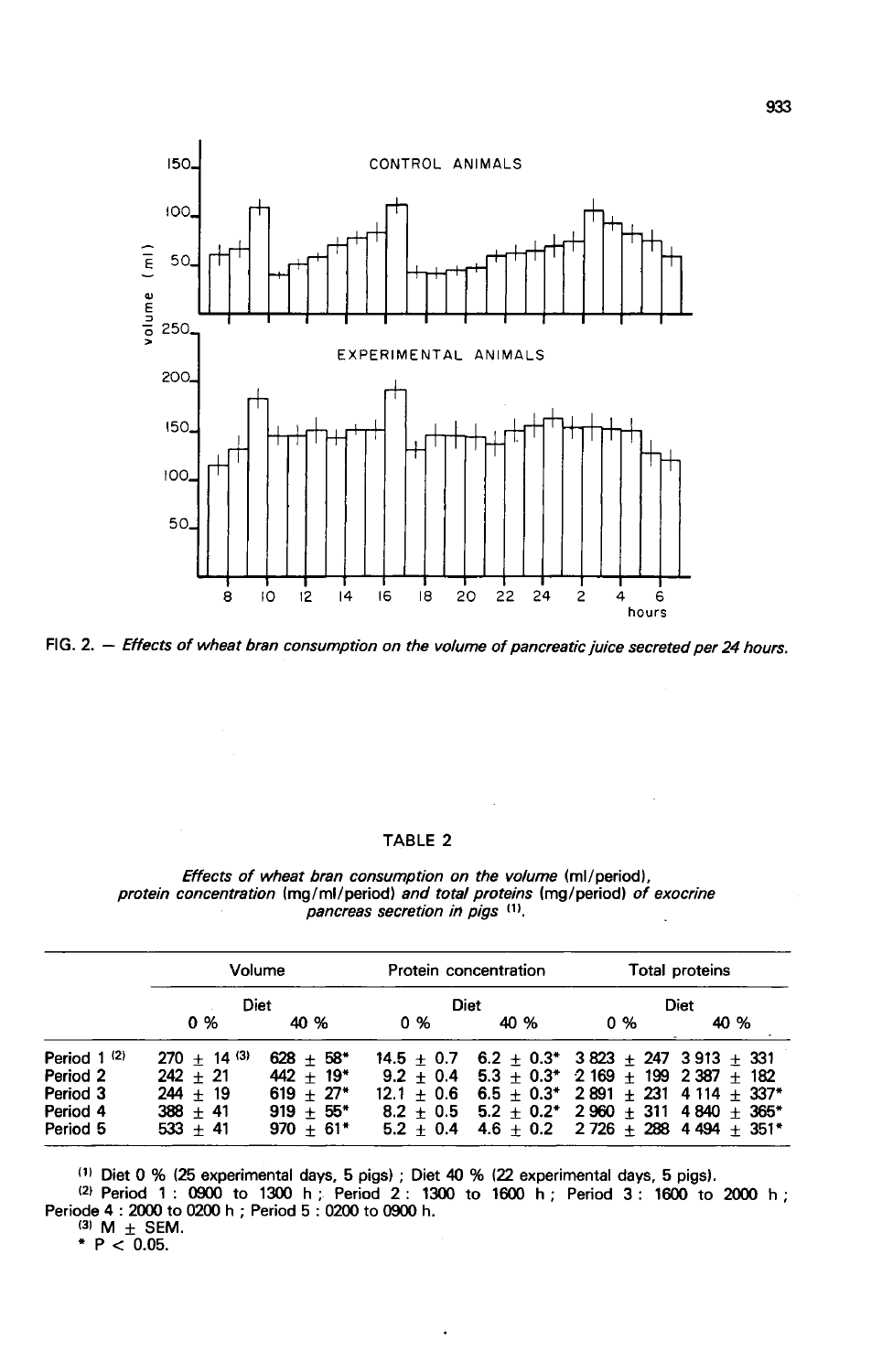FIG. 2. — *Effects of wheat bran consumption on the volume of pancreatic juice secreted per 24 hours.*

TABLE 2

*Effects of wheat bran consumption on the volume* (ml/period), *protein concentration* (mg/ml/period) *and total proteins* (mg/period) *of exocrine pancreas secretion in pigs* [(1)].

| | Volume | | Protein concentration | | Total proteins | |
|---|---|---|---|---|---|---|
| | Diet | | Diet | | Diet | |
| | 0 % | 40 % | 0 % | 40 % | 0 % | 40 % |
| Period 1 [(2)] | 270 ± 14 [(3)] | 628 ± 58* | 14.5 ± 0.7 | 6.2 ± 0.3* | 3 823 ± 247 | 3 913 ± 331 |
| Period 2 | 242 ± 21 | 442 ± 19* | 9.2 ± 0.4 | 5.3 ± 0.3* | 2 169 ± 199 | 2 387 ± 182 |
| Period 3 | 244 ± 19 | 619 ± 27* | 12.1 ± 0.6 | 6.5 ± 0.3* | 2 891 ± 231 | 4 114 ± 337* |
| Period 4 | 388 ± 41 | 919 ± 55* | 8.2 ± 0.5 | 5.2 ± 0.2* | 2 960 ± 311 | 4 840 ± 365* |
| Period 5 | 533 ± 41 | 970 ± 61* | 5.2 ± 0.4 | 4.6 ± 0.2 | 2 726 ± 288 | 4 494 ± 351* |

[(1)] Diet 0 % (25 experimental days, 5 pigs) ; Diet 40 % (22 experimental days, 5 pigs).

[(2)] Period 1 : 0900 to 1300 h ; Period 2 : 1300 to 1600 h ; Period 3 : 1600 to 2000 h ; Periode 4 : 2000 to 0200 h ; Period 5 : 0200 to 0900 h.

[(3)] M ± SEM.

* $P < 0.05$.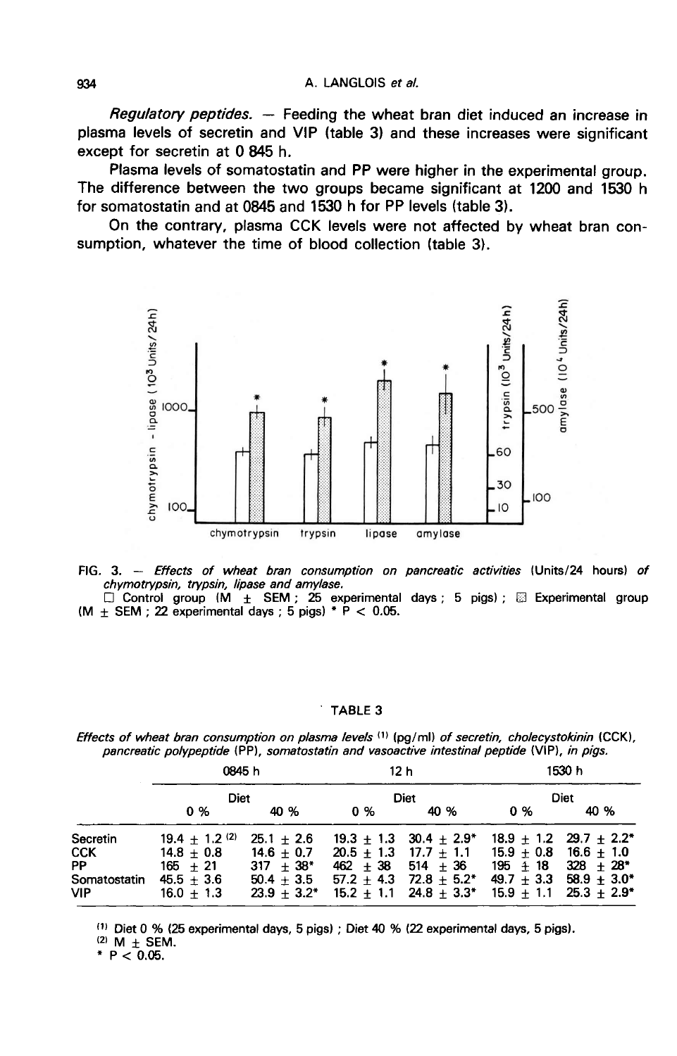*Regulatory peptides.* — Feeding the wheat bran diet induced an increase in plasma levels of secretin and VIP (table 3) and these increases were significant except for secretin at 0 845 h.

Plasma levels of somatostatin and PP were higher in the experimental group. The difference between the two groups became significant at 1200 and 1530 h for somatostatin and at 0845 and 1530 h for PP levels (table 3).

On the contrary, plasma CCK levels were not affected by wheat bran consumption, whatever the time of blood collection (table 3).

FIG. 3. — *Effects of wheat bran consumption on pancreatic activities* (Units/24 hours) *of chymotrypsin, trypsin, lipase and amylase.*
□ Control group (M ± SEM ; 25 experimental days ; 5 pigs) ; ▨ Experimental group (M ± SEM ; 22 experimental days ; 5 pigs) * $P < 0.05$.

TABLE 3

*Effects of wheat bran consumption on plasma levels* [1] (pg/ml) *of secretin, cholecystokinin* (CCK), *pancreatic polypeptide* (PP), *somatostatin and vasoactive intestinal peptide* (VIP), *in pigs.*

| | 0845 h | | 12 h | | 1530 h | |
|---|---|---|---|---|---|---|
| | Diet | | Diet | | Diet | |
| | 0 % | 40 % | 0 % | 40 % | 0 % | 40 % |
| Secretin | 19.4 ± 1.2 [2] | 25.1 ± 2.6 | 19.3 ± 1.3 | 30.4 ± 2.9* | 18.9 ± 1.2 | 29.7 ± 2.2* |
| CCK | 14.8 ± 0.8 | 14.6 ± 0.7 | 20.5 ± 1.3 | 17.7 ± 1.1 | 15.9 ± 0.8 | 16.6 ± 1.0 |
| PP | 165 ± 21 | 317 ± 38* | 462 ± 38 | 514 ± 36 | 195 ± 18 | 328 ± 28* |
| Somatostatin | 45.5 ± 3.6 | 50.4 ± 3.5 | 57.2 ± 4.3 | 72.8 ± 5.2* | 49.7 ± 3.3 | 58.9 ± 3.0* |
| VIP | 16.0 ± 1.3 | 23.9 ± 3.2* | 15.2 ± 1.1 | 24.8 ± 3.3* | 15.9 ± 1.1 | 25.3 ± 2.9* |

[1] Diet 0 % (25 experimental days, 5 pigs) ; Diet 40 % (22 experimental days, 5 pigs).
[2] M ± SEM.
* $P < 0.05$.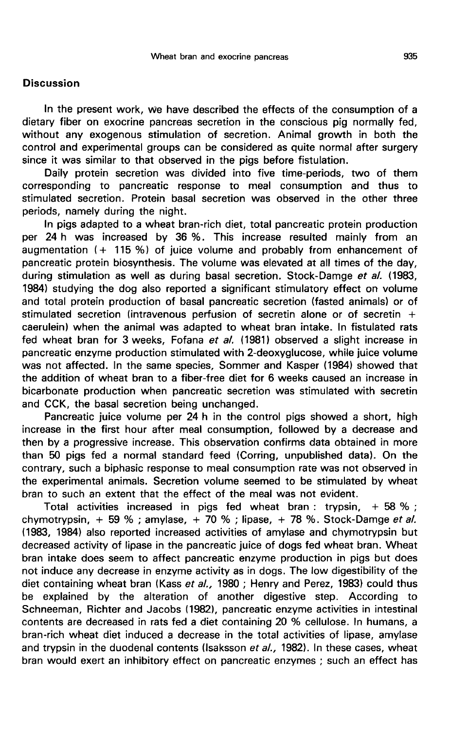## Discussion

In the present work, we have described the effects of the consumption of a dietary fiber on exocrine pancreas secretion in the conscious pig normally fed, without any exogenous stimulation of secretion. Animal growth in both the control and experimental groups can be considered as quite normal after surgery since it was similar to that observed in the pigs before fistulation.

Daily protein secretion was divided into five time-periods, two of them corresponding to pancreatic response to meal consumption and thus to stimulated secretion. Protein basal secretion was observed in the other three periods, namely during the night.

In pigs adapted to a wheat bran-rich diet, total pancreatic protein production per 24 h was increased by 36 %. This increase resulted mainly from an augmentation (+ 115 %) of juice volume and probably from enhancement of pancreatic protein biosynthesis. The volume was elevated at all times of the day, during stimulation as well as during basal secretion. Stock-Damge *et al.* (1983, 1984) studying the dog also reported a significant stimulatory effect on volume and total protein production of basal pancreatic secretion (fasted animals) or of stimulated secretion (intravenous perfusion of secretin alone or of secretin + caerulein) when the animal was adapted to wheat bran intake. In fistulated rats fed wheat bran for 3 weeks, Fofana *et al.* (1981) observed a slight increase in pancreatic enzyme production stimulated with 2-deoxyglucose, while juice volume was not affected. In the same species, Sommer and Kasper (1984) showed that the addition of wheat bran to a fiber-free diet for 6 weeks caused an increase in bicarbonate production when pancreatic secretion was stimulated with secretin and CCK, the basal secretion being unchanged.

Pancreatic juice volume per 24 h in the control pigs showed a short, high increase in the first hour after meal consumption, followed by a decrease and then by a progressive increase. This observation confirms data obtained in more than 50 pigs fed a normal standard feed (Corring, unpublished data). On the contrary, such a biphasic response to meal consumption rate was not observed in the experimental animals. Secretion volume seemed to be stimulated by wheat bran to such an extent that the effect of the meal was not evident.

Total activities increased in pigs fed wheat bran : trypsin, + 58 % ; chymotrypsin, + 59 % ; amylase, + 70 % ; lipase, + 78 %. Stock-Damge *et al.* (1983, 1984) also reported increased activities of amylase and chymotrypsin but decreased activity of lipase in the pancreatic juice of dogs fed wheat bran. Wheat bran intake does seem to affect pancreatic enzyme production in pigs but does not induce any decrease in enzyme activity as in dogs. The low digestibility of the diet containing wheat bran (Kass *et al.,* 1980 ; Henry and Perez, 1983) could thus be explained by the alteration of another digestive step. According to Schneeman, Richter and Jacobs (1982), pancreatic enzyme activities in intestinal contents are decreased in rats fed a diet containing 20 % cellulose. In humans, a bran-rich wheat diet induced a decrease in the total activities of lipase, amylase and trypsin in the duodenal contents (Isaksson *et al.,* 1982). In these cases, wheat bran would exert an inhibitory effect on pancreatic enzymes ; such an effect has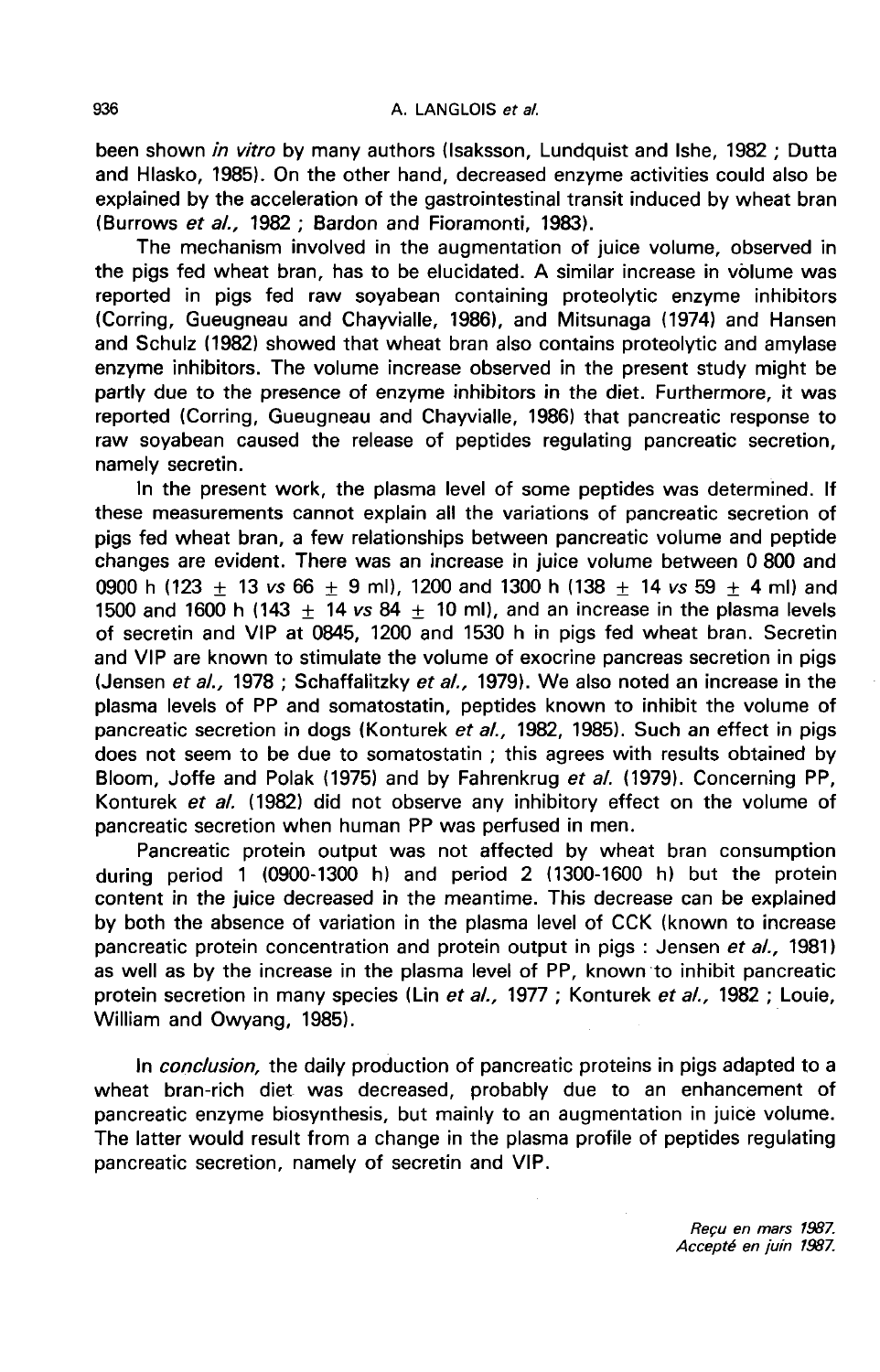been shown *in vitro* by many authors (Isaksson, Lundquist and Ishe, 1982 ; Dutta and Hlasko, 1985). On the other hand, decreased enzyme activities could also be explained by the acceleration of the gastrointestinal transit induced by wheat bran (Burrows *et al.,* 1982 ; Bardon and Fioramonti, 1983).

The mechanism involved in the augmentation of juice volume, observed in the pigs fed wheat bran, has to be elucidated. A similar increase in vòlume was reported in pigs fed raw soyabean containing proteolytic enzyme inhibitors (Corring, Gueugneau and Chayvialle, 1986), and Mitsunaga (1974) and Hansen and Schulz (1982) showed that wheat bran also contains proteolytic and amylase enzyme inhibitors. The volume increase observed in the present study might be partly due to the presence of enzyme inhibitors in the diet. Furthermore, it was reported (Corring, Gueugneau and Chayvialle, 1986) that pancreatic response to raw soyabean caused the release of peptides regulating pancreatic secretion, namely secretin.

In the present work, the plasma level of some peptides was determined. If these measurements cannot explain all the variations of pancreatic secretion of pigs fed wheat bran, a few relationships between pancreatic volume and peptide changes are evident. There was an increase in juice volume between 0 800 and 0900 h ($123 \pm 13$ *vs* $66 \pm 9$ ml), 1200 and 1300 h ($138 \pm 14$ *vs* $59 \pm 4$ ml) and 1500 and 1600 h ($143 \pm 14$ *vs* $84 \pm 10$ ml), and an increase in the plasma levels of secretin and VIP at 0845, 1200 and 1530 h in pigs fed wheat bran. Secretin and VIP are known to stimulate the volume of exocrine pancreas secretion in pigs (Jensen *et al.,* 1978 ; Schaffalitzky *et al.,* 1979). We also noted an increase in the plasma levels of PP and somatostatin, peptides known to inhibit the volume of pancreatic secretion in dogs (Konturek *et al.,* 1982, 1985). Such an effect in pigs does not seem to be due to somatostatin ; this agrees with results obtained by Bloom, Joffe and Polak (1975) and by Fahrenkrug *et al.* (1979). Concerning PP, Konturek *et al.* (1982) did not observe any inhibitory effect on the volume of pancreatic secretion when human PP was perfused in men.

Pancreatic protein output was not affected by wheat bran consumption during period 1 (0900-1300 h) and period 2 (1300-1600 h) but the protein content in the juice decreased in the meantime. This decrease can be explained by both the absence of variation in the plasma level of CCK (known to increase pancreatic protein concentration and protein output in pigs : Jensen *et al.,* 1981) as well as by the increase in the plasma level of PP, known to inhibit pancreatic protein secretion in many species (Lin *et al.,* 1977 ; Konturek *et al.,* 1982 ; Louie, William and Owyang, 1985).

In *conclusion,* the daily production of pancreatic proteins in pigs adapted to a wheat bran-rich diet was decreased, probably due to an enhancement of pancreatic enzyme biosynthesis, but mainly to an augmentation in juice volume. The latter would result from a change in the plasma profile of peptides regulating pancreatic secretion, namely of secretin and VIP.

*Reçu en mars 1987.*
*Accepté en juin 1987.*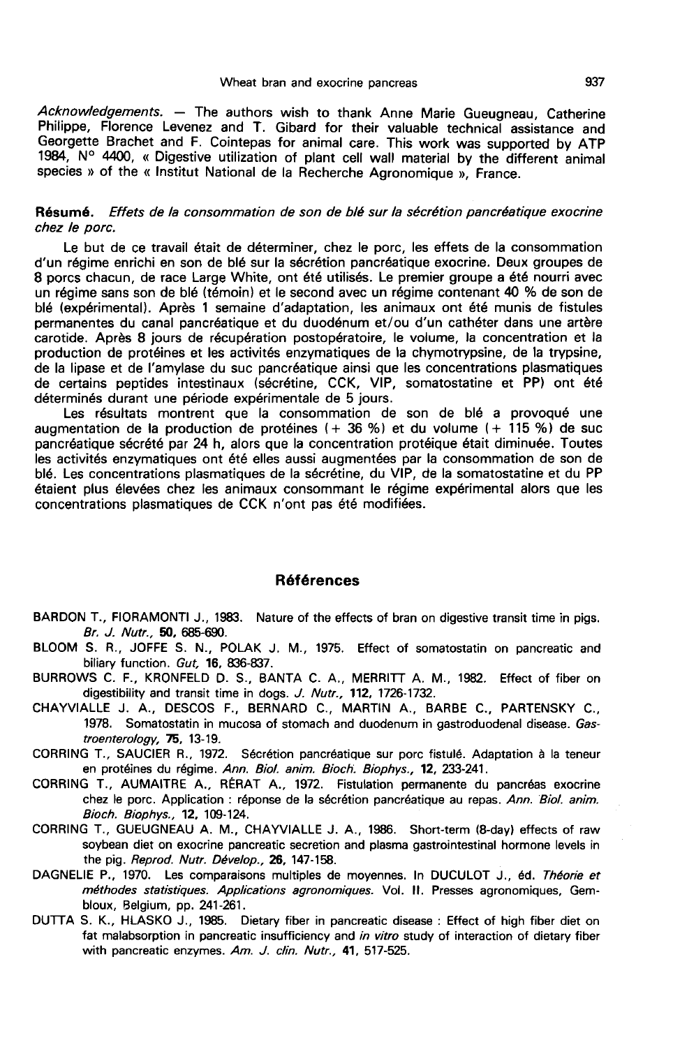*Acknowledgements.* — The authors wish to thank Anne Marie Gueugneau, Catherine Philippe, Florence Levenez and T. Gibard for their valuable technical assistance and Georgette Brachet and F. Cointepas for animal care. This work was supported by ATP 1984, N° 4400, « Digestive utilization of plant cell wall material by the different animal species » of the « Institut National de la Recherche Agronomique », France.

**Résumé.** *Effets de la consommation de son de blé sur la sécrétion pancréatique exocrine chez le porc.*

Le but de ce travail était de déterminer, chez le porc, les effets de la consommation d'un régime enrichi en son de blé sur la sécrétion pancréatique exocrine. Deux groupes de 8 porcs chacun, de race Large White, ont été utilisés. Le premier groupe a été nourri avec un régime sans son de blé (témoin) et le second avec un régime contenant 40 % de son de blé (expérimental). Après 1 semaine d'adaptation, les animaux ont été munis de fistules permanentes du canal pancréatique et du duodénum et/ou d'un cathéter dans une artère carotide. Après 8 jours de récupération postopératoire, le volume, la concentration et la production de protéines et les activités enzymatiques de la chymotrypsine, de la trypsine, de la lipase et de l'amylase du suc pancréatique ainsi que les concentrations plasmatiques de certains peptides intestinaux (sécrétine, CCK, VIP, somatostatine et PP) ont été déterminés durant une période expérimentale de 5 jours.

Les résultats montrent que la consommation de son de blé a provoqué une augmentation de la production de protéines (+ 36 %) et du volume (+ 115 %) de suc pancréatique sécrété par 24 h, alors que la concentration protéique était diminuée. Toutes les activités enzymatiques ont été elles aussi augmentées par la consommation de son de blé. Les concentrations plasmatiques de la sécrétine, du VIP, de la somatostatine et du PP étaient plus élevées chez les animaux consommant le régime expérimental alors que les concentrations plasmatiques de CCK n'ont pas été modifiées.

## Références

BARDON T., FIORAMONTI J., 1983. Nature of the effects of bran on digestive transit time in pigs. *Br. J. Nutr.*, **50**, 685-690.

BLOOM S. R., JOFFE S. N., POLAK J. M., 1975. Effect of somatostatin on pancreatic and biliary function. *Gut*, **16**, 836-837.

BURROWS C. F., KRONFELD D. S., BANTA C. A., MERRITT A. M., 1982. Effect of fiber on digestibility and transit time in dogs. *J. Nutr.*, **112**, 1726-1732.

CHAYVIALLE J. A., DESCOS F., BERNARD C., MARTIN A., BARBE C., PARTENSKY C., 1978. Somatostatin in mucosa of stomach and duodenum in gastroduodenal disease. *Gastroenterology*, **75**, 13-19.

CORRING T., SAUCIER R., 1972. Sécrétion pancréatique sur porc fistulé. Adaptation à la teneur en protéines du régime. *Ann. Biol. anim. Bioch. Biophys.*, **12**, 233-241.

CORRING T., AUMAITRE A., RÉRAT A., 1972. Fistulation permanente du pancréas exocrine chez le porc. Application : réponse de la sécrétion pancréatique au repas. *Ann. Biol. anim. Bioch. Biophys.*, **12**, 109-124.

CORRING T., GUEUGNEAU A. M., CHAYVIALLE J. A., 1986. Short-term (8-day) effects of raw soybean diet on exocrine pancreatic secretion and plasma gastrointestinal hormone levels in the pig. *Reprod. Nutr. Dévelop.*, **26**, 147-158.

DAGNELIE P., 1970. Les comparaisons multiples de moyennes. In DUCULOT J., éd. *Théorie et méthodes statistiques. Applications agronomiques.* Vol. II. Presses agronomiques, Gembloux, Belgium, pp. 241-261.

DUTTA S. K., HLASKO J., 1985. Dietary fiber in pancreatic disease : Effect of high fiber diet on fat malabsorption in pancreatic insufficiency and *in vitro* study of interaction of dietary fiber with pancreatic enzymes. *Am. J. clin. Nutr.*, **41**, 517-525.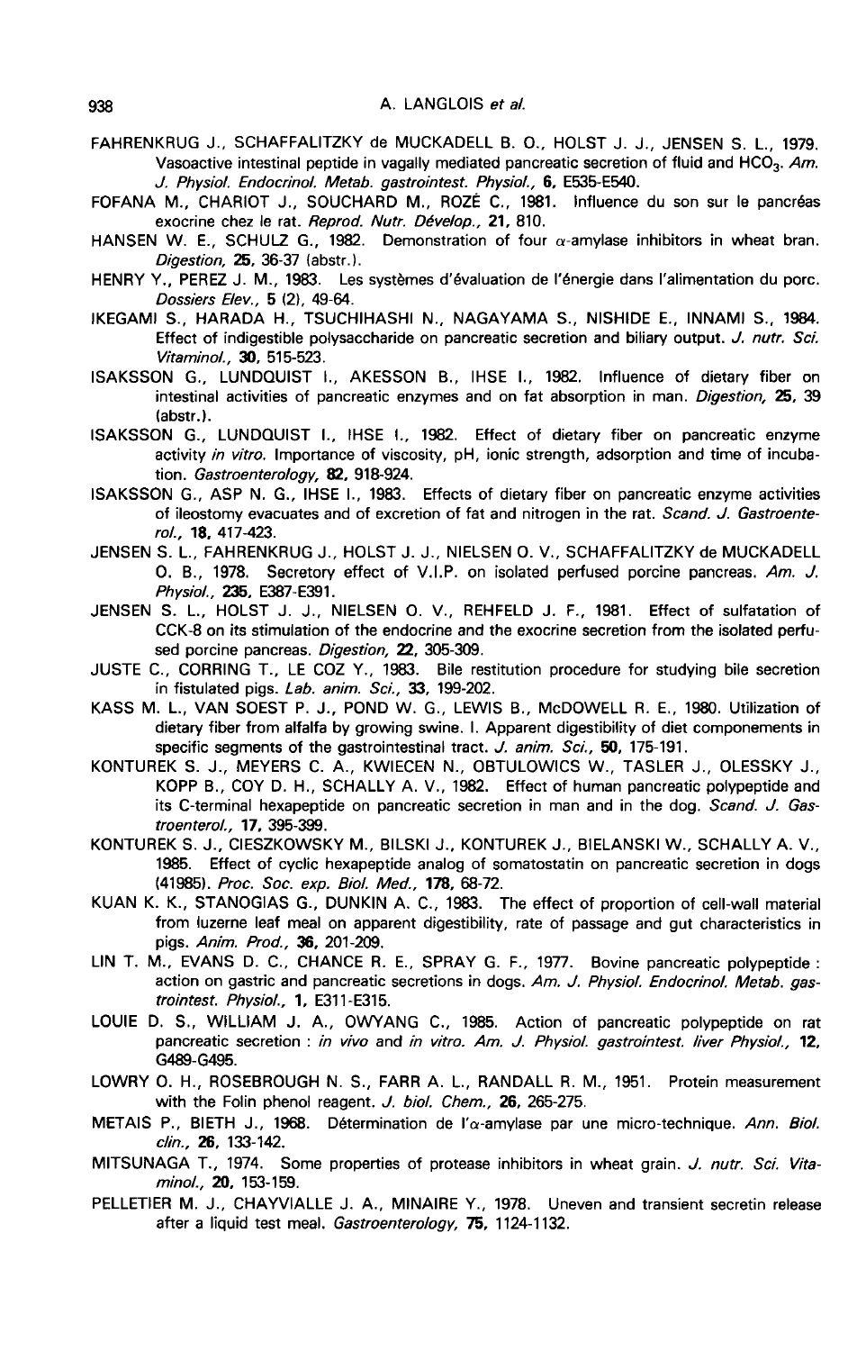FAHRENKRUG J., SCHAFFALITZKY de MUCKADELL B. O., HOLST J. J., JENSEN S. L., 1979. Vasoactive intestinal peptide in vagally mediated pancreatic secretion of fluid and $HCO_3$. *Am. J. Physiol. Endocrinol. Metab. gastrointest. Physiol.*, **6**, E535-E540.

FOFANA M., CHARIOT J., SOUCHARD M., ROZÉ C., 1981. Influence du son sur le pancréas exocrine chez le rat. *Reprod. Nutr. Dévelop.*, **21**, 810.

HANSEN W. E., SCHULZ G., 1982. Demonstration of four $\alpha$-amylase inhibitors in wheat bran. *Digestion*, **25**, 36-37 (abstr.).

HENRY Y., PEREZ J. M., 1983. Les systèmes d'évaluation de l'énergie dans l'alimentation du porc. *Dossiers Elev.*, **5** (2), 49-64.

IKEGAMI S., HARADA H., TSUCHIHASHI N., NAGAYAMA S., NISHIDE E., INNAMI S., 1984. Effect of indigestible polysaccharide on pancreatic secretion and biliary output. *J. nutr. Sci. Vitaminol.*, **30**, 515-523.

ISAKSSON G., LUNDQUIST I., AKESSON B., IHSE I., 1982. Influence of dietary fiber on intestinal activities of pancreatic enzymes and on fat absorption in man. *Digestion*, **25**, 39 (abstr.).

ISAKSSON G., LUNDQUIST I., IHSE I., 1982. Effect of dietary fiber on pancreatic enzyme activity *in vitro*. Importance of viscosity, pH, ionic strength, adsorption and time of incubation. *Gastroenterology*, **82**, 918-924.

ISAKSSON G., ASP N. G., IHSE I., 1983. Effects of dietary fiber on pancreatic enzyme activities of ileostomy evacuates and of excretion of fat and nitrogen in the rat. *Scand. J. Gastroenterol.*, **18**, 417-423.

JENSEN S. L., FAHRENKRUG J., HOLST J. J., NIELSEN O. V., SCHAFFALITZKY de MUCKADELL O. B., 1978. Secretory effect of V.I.P. on isolated perfused porcine pancreas. *Am. J. Physiol.*, **235**, E387-E391.

JENSEN S. L., HOLST J. J., NIELSEN O. V., REHFELD J. F., 1981. Effect of sulfatation of CCK-8 on its stimulation of the endocrine and the exocrine secretion from the isolated perfused porcine pancreas. *Digestion*, **22**, 305-309.

JUSTE C., CORRING T., LE COZ Y., 1983. Bile restitution procedure for studying bile secretion in fistulated pigs. *Lab. anim. Sci.*, **33**, 199-202.

KASS M. L., VAN SOEST P. J., POND W. G., LEWIS B., McDOWELL R. E., 1980. Utilization of dietary fiber from alfalfa by growing swine. I. Apparent digestibility of diet componements in specific segments of the gastrointestinal tract. *J. anim. Sci.*, **50**, 175-191.

KONTUREK S. J., MEYERS C. A., KWIECEN N., OBTULOWICS W., TASLER J., OLESSKY J., KOPP B., COY D. H., SCHALLY A. V., 1982. Effect of human pancreatic polypeptide and its C-terminal hexapeptide on pancreatic secretion in man and in the dog. *Scand. J. Gastroenterol.*, **17**, 395-399.

KONTUREK S. J., CIESZKOWSKY M., BILSKI J., KONTUREK J., BIELANSKI W., SCHALLY A. V., 1985. Effect of cyclic hexapeptide analog of somatostatin on pancreatic secretion in dogs (41985). *Proc. Soc. exp. Biol. Med.*, **178**, 68-72.

KUAN K. K., STANOGIAS G., DUNKIN A. C., 1983. The effect of proportion of cell-wall material from luzerne leaf meal on apparent digestibility, rate of passage and gut characteristics in pigs. *Anim. Prod.*, **36**, 201-209.

LIN T. M., EVANS D. C., CHANCE R. E., SPRAY G. F., 1977. Bovine pancreatic polypeptide : action on gastric and pancreatic secretions in dogs. *Am. J. Physiol. Endocrinol. Metab. gastrointest. Physiol.*, **1**, E311-E315.

LOUIE D. S., WILLIAM J. A., OWYANG C., 1985. Action of pancreatic polypeptide on rat pancreatic secretion : *in vivo* and *in vitro*. *Am. J. Physiol. gastrointest. liver Physiol.*, **12**, G489-G495.

LOWRY O. H., ROSEBROUGH N. S., FARR A. L., RANDALL R. M., 1951. Protein measurement with the Folin phenol reagent. *J. biol. Chem.*, **26**, 265-275.

METAIS P., BIETH J., 1968. Détermination de l'$\alpha$-amylase par une micro-technique. *Ann. Biol. clin.*, **26**, 133-142.

MITSUNAGA T., 1974. Some properties of protease inhibitors in wheat grain. *J. nutr. Sci. Vitaminol.*, **20**, 153-159.

PELLETIER M. J., CHAYVIALLE J. A., MINAIRE Y., 1978. Uneven and transient secretin release after a liquid test meal. *Gastroenterology*, **75**, 1124-1132.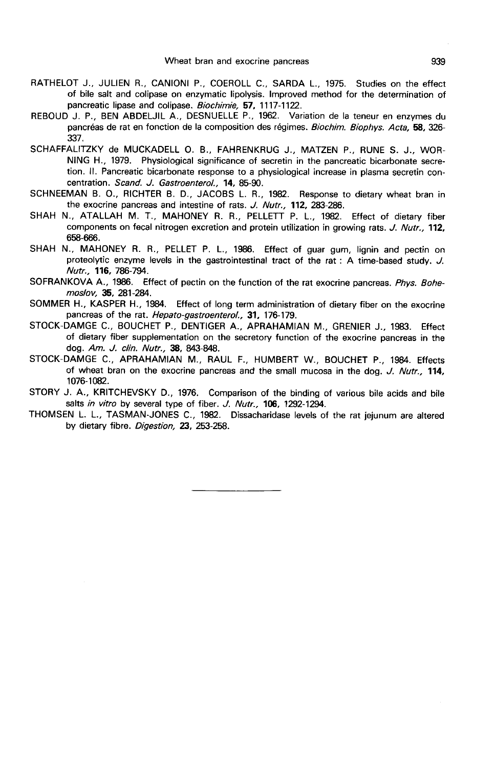RATHELOT J., JULIEN R., CANIONI P., COEROLL C., SARDA L., 1975. Studies on the effect of bile salt and colipase on enzymatic lipolysis. Improved method for the determination of pancreatic lipase and colipase. *Biochimie*, **57**, 1117-1122.

REBOUD J. P., BEN ABDELJIL A., DESNUELLE P., 1962. Variation de la teneur en enzymes du pancréas de rat en fonction de la composition des régimes. *Biochim. Biophys. Acta*, **58**, 326-337.

SCHAFFALITZKY de MUCKADELL O. B., FAHRENKRUG J., MATZEN P., RUNE S. J., WORNING H., 1979. Physiological significance of secretin in the pancreatic bicarbonate secretion. II. Pancreatic bicarbonate response to a physiological increase in plasma secretin concentration. *Scand. J. Gastroenterol.*, **14**, 85-90.

SCHNEEMAN B. O., RICHTER B. D., JACOBS L. R., 1982. Response to dietary wheat bran in the exocrine pancreas and intestine of rats. *J. Nutr.*, **112**, 283-286.

SHAH N., ATALLAH M. T., MAHONEY R. R., PELLETT P. L., 1982. Effect of dietary fiber components on fecal nitrogen excretion and protein utilization in growing rats. *J. Nutr.*, **112**, 658-666.

SHAH N., MAHONEY R. R., PELLET P. L., 1986. Effect of guar gum, lignin and pectin on proteolytic enzyme levels in the gastrointestinal tract of the rat : A time-based study. *J. Nutr.*, **116**, 786-794.

SOFRANKOVA A., 1986. Effect of pectin on the function of the rat exocrine pancreas. *Phys. Bohemoslov*, **35**, 281-284.

SOMMER H., KASPER H., 1984. Effect of long term administration of dietary fiber on the exocrine pancreas of the rat. *Hepato-gastroenterol.*, **31**, 176-179.

STOCK-DAMGE C., BOUCHET P., DENTIGER A., APRAHAMIAN M., GRENIER J., 1983. Effect of dietary fiber supplementation on the secretory function of the exocrine pancreas in the dog. *Am. J. clin. Nutr.*, **38**, 843-848.

STOCK-DAMGE C., APRAHAMIAN M., RAUL F., HUMBERT W., BOUCHET P., 1984. Effects of wheat bran on the exocrine pancreas and the small mucosa in the dog. *J. Nutr.*, **114**, 1076-1082.

STORY J. A., KRITCHEVSKY D., 1976. Comparison of the binding of various bile acids and bile salts *in vitro* by several type of fiber. *J. Nutr.*, **106**, 1292-1294.

THOMSEN L. L., TASMAN-JONES C., 1982. Dissacharidase levels of the rat jejunum are altered by dietary fibre. *Digestion*, **23**, 253-258.